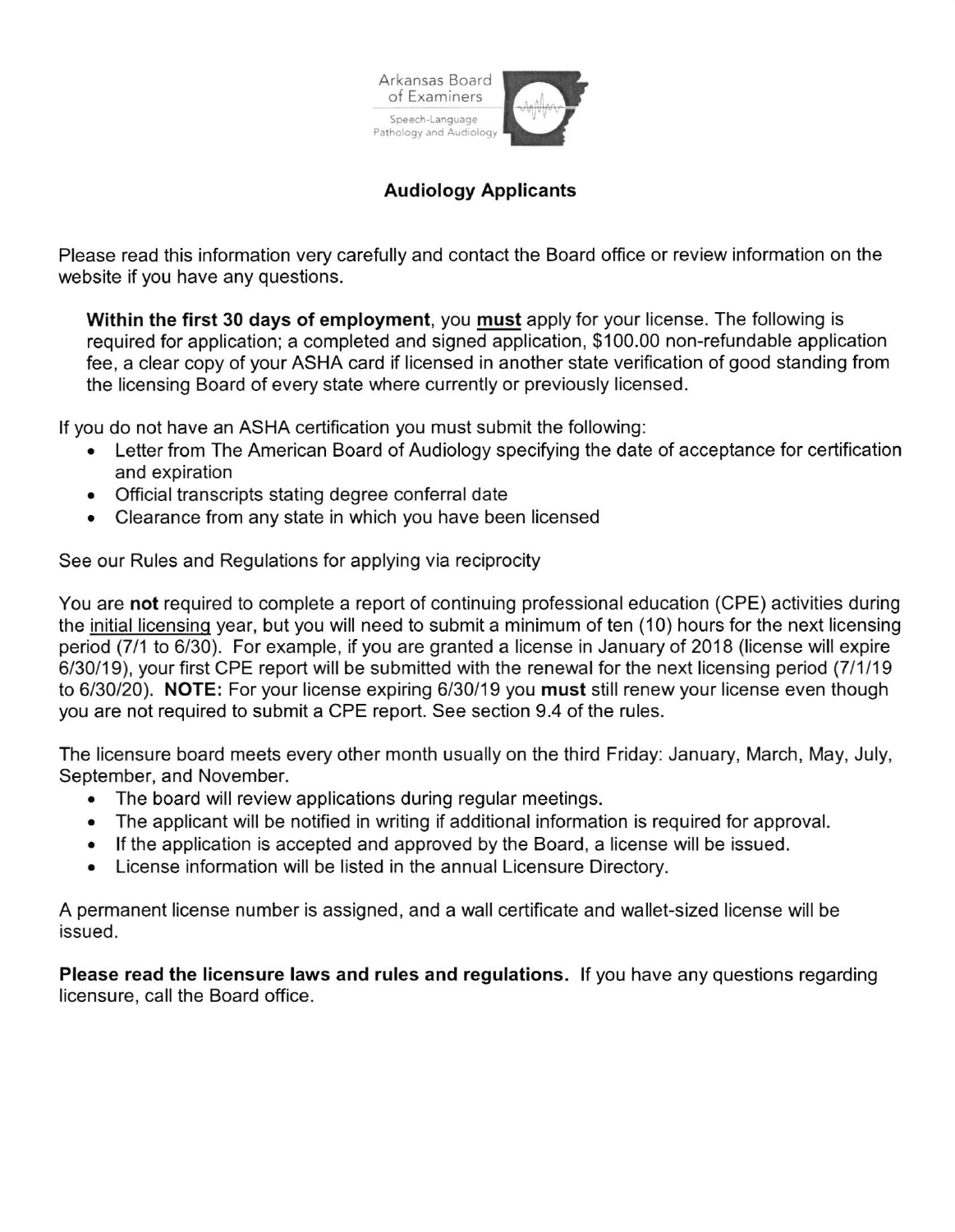Arkansas Board of Examiners
Speech-Language Pathology and Audiology

## Audiology Applicants

Please read this information very carefully and contact the Board office or review information on the website if you have any questions.

> **Within the first 30 days of employment**, you <u>**must**</u> apply for your license. The following is required for application; a completed and signed application, $100.00 non-refundable application fee, a clear copy of your ASHA card if licensed in another state verification of good standing from the licensing Board of every state where currently or previously licensed.

If you do not have an ASHA certification you must submit the following:

- Letter from The American Board of Audiology specifying the date of acceptance for certification and expiration
- Official transcripts stating degree conferral date
- Clearance from any state in which you have been licensed

See our Rules and Regulations for applying via reciprocity

You are **not** required to complete a report of continuing professional education (CPE) activities during the <u>initial licensing</u> year, but you will need to submit a minimum of ten (10) hours for the next licensing period (7/1 to 6/30). For example, if you are granted a license in January of 2018 (license will expire 6/30/19), your first CPE report will be submitted with the renewal for the next licensing period (7/1/19 to 6/30/20). **NOTE:** For your license expiring 6/30/19 you **must** still renew your license even though you are not required to submit a CPE report. See section 9.4 of the rules.

The licensure board meets every other month usually on the third Friday: January, March, May, July, September, and November.

- The board will review applications during regular meetings.
- The applicant will be notified in writing if additional information is required for approval.
- If the application is accepted and approved by the Board, a license will be issued.
- License information will be listed in the annual Licensure Directory.

A permanent license number is assigned, and a wall certificate and wallet-sized license will be issued.

**Please read the licensure laws and rules and regulations.** If you have any questions regarding licensure, call the Board office.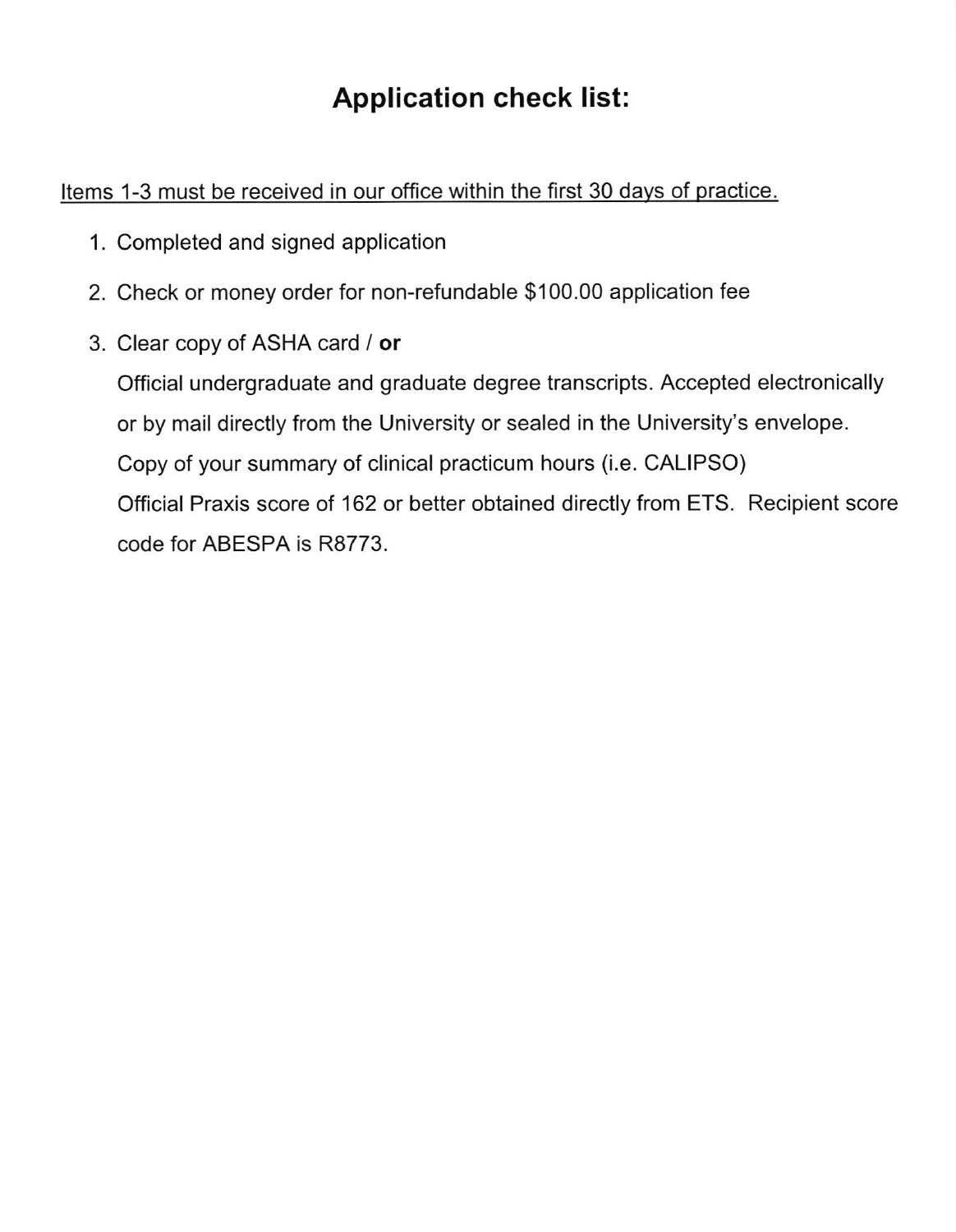# Application check list:

<u>Items 1-3 must be received in our office within the first 30 days of practice.</u>

1. Completed and signed application
2. Check or money order for non-refundable $100.00 application fee
3. Clear copy of ASHA card / **or**

   Official undergraduate and graduate degree transcripts. Accepted electronically or by mail directly from the University or sealed in the University's envelope.

   Copy of your summary of clinical practicum hours (i.e. CALIPSO)

   Official Praxis score of 162 or better obtained directly from ETS. Recipient score code for ABESPA is R8773.